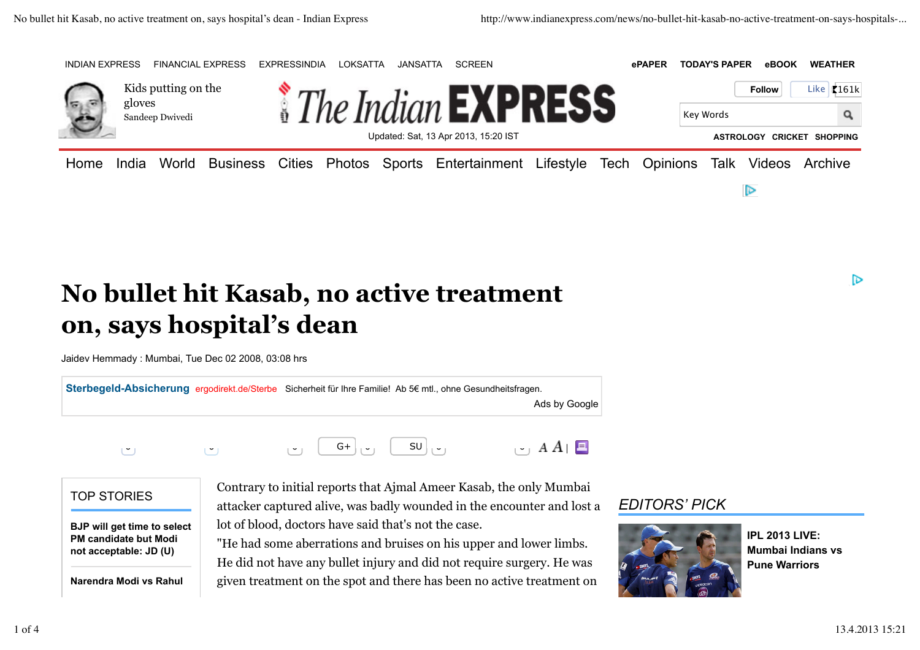INDIAN EXPRESS FINANCIAL EXPRESS EXPRESSINDIA LOKSATTA JANSATTA SCREEN

ePAPER TODAY'S PAPER eBOOK WEATHER

Kids putting on the gloves
Sandeep Dwivedi

The Indian EXPRESS

Updated: Sat, 13 Apr 2013, 15:20 IST

Follow Like 161k

Key Words

ASTROLOGY CRICKET SHOPPING

Home India World Business Cities Photos Sports Entertainment Lifestyle Tech Opinions Talk Videos Archive

# No bullet hit Kasab, no active treatment on, says hospital's dean

Jaidev Hemmady : Mumbai, Tue Dec 02 2008, 03:08 hrs

**Sterbegeld-Absicherung** ergodirekt.de/Sterbe Sicherheit für Ihre Familie! Ab 5€ mtl., ohne Gesundheitsfragen.
Ads by Google

G+ SU A A

Contrary to initial reports that Ajmal Ameer Kasab, the only Mumbai attacker captured alive, was badly wounded in the encounter and lost a lot of blood, doctors have said that's not the case.

"He had some aberrations and bruises on his upper and lower limbs. He did not have any bullet injury and did not require surgery. He was given treatment on the spot and there has been no active treatment on

## TOP STORIES

**BJP will get time to select PM candidate but Modi not acceptable: JD (U)**

**Narendra Modi vs Rahul**

## *EDITORS' PICK*

**IPL 2013 LIVE: Mumbai Indians vs Pune Warriors**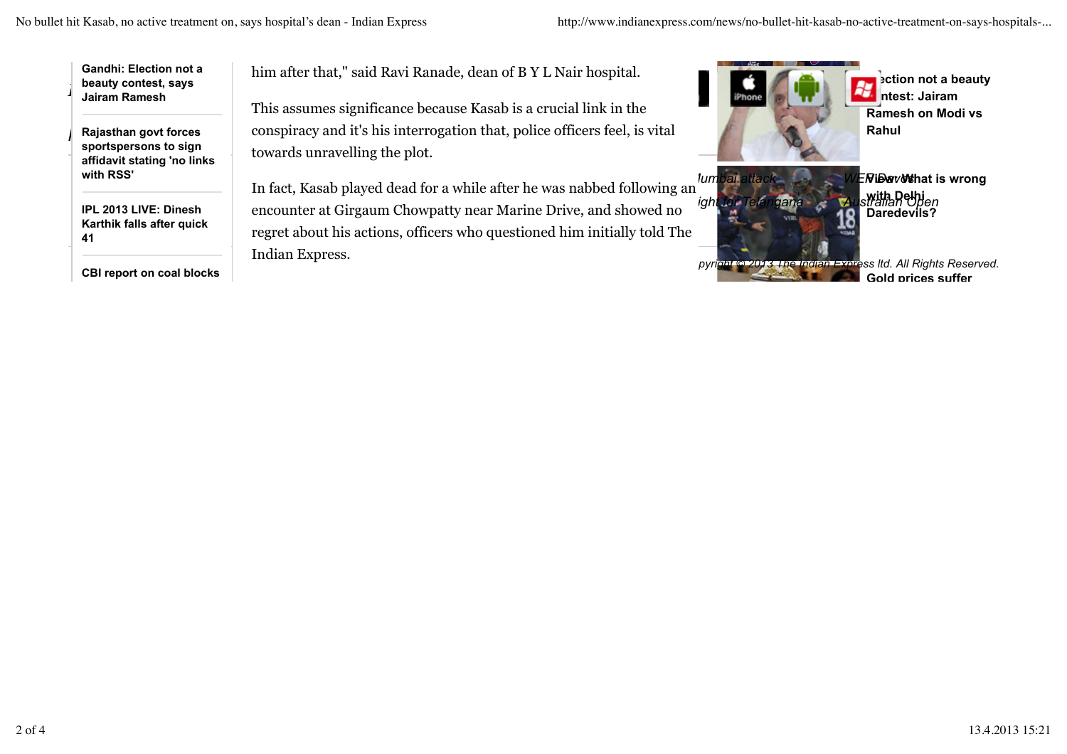Gandhi: Election not a beauty contest, says Jairam Ramesh

Rajasthan govt forces sportspersons to sign affidavit stating 'no links with RSS'

IPL 2013 LIVE: Dinesh Karthik falls after quick 41

CBI report on coal blocks

him after that," said Ravi Ranade, dean of B Y L Nair hospital.

This assumes significance because Kasab is a crucial link in the conspiracy and it's his interrogation that, police officers feel, is vital towards unravelling the plot.

In fact, Kasab played dead for a while after he was nabbed following an encounter at Girgaum Chowpatty near Marine Drive, and showed no regret about his actions, officers who questioned him initially told The Indian Express.

Election not a beauty contest: Jairam Ramesh on Modi vs Rahul

Views: What is wrong with Delhi Daredevils?

Gold prices suffer

Copyright © 2013 The Indian Express ltd. All Rights Reserved.